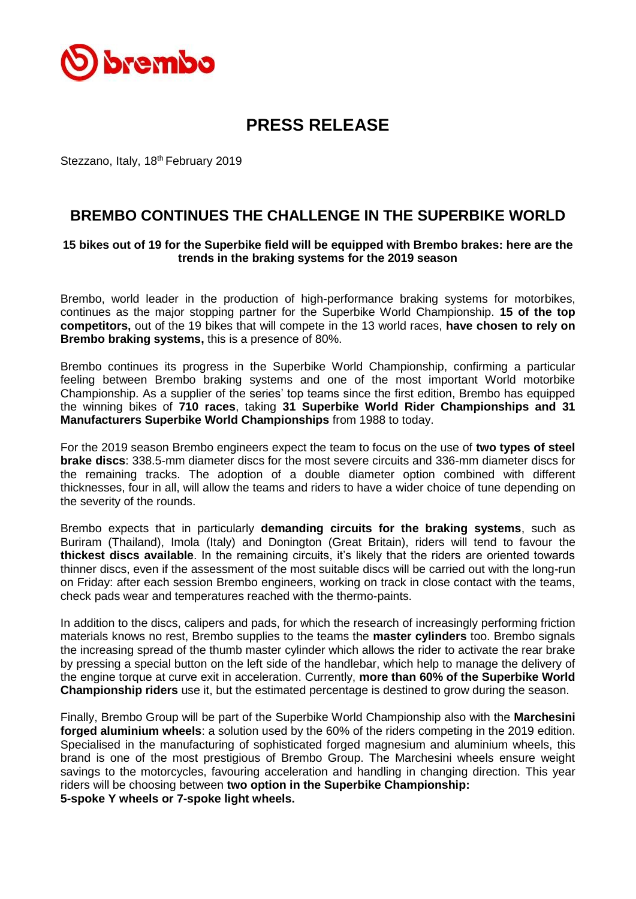# PRESS RELEASE

Stezzano, Italy, 18th February 2019

## BREMBO CONTINUES THE CHALLENGE IN THE SUPERBIKE WORLD

**15 bikes out of 19 for the Superbike field will be equipped with Brembo brakes: here are the trends in the braking systems for the 2019 season**

Brembo, world leader in the production of high-performance braking systems for motorbikes, continues as the major stopping partner for the Superbike World Championship. **15 of the top competitors,** out of the 19 bikes that will compete in the 13 world races, **have chosen to rely on Brembo braking systems,** this is a presence of 80%.

Brembo continues its progress in the Superbike World Championship, confirming a particular feeling between Brembo braking systems and one of the most important World motorbike Championship. As a supplier of the series' top teams since the first edition, Brembo has equipped the winning bikes of **710 races**, taking **31 Superbike World Rider Championships and 31 Manufacturers Superbike World Championships** from 1988 to today.

For the 2019 season Brembo engineers expect the team to focus on the use of **two types of steel brake discs**: 338.5-mm diameter discs for the most severe circuits and 336-mm diameter discs for the remaining tracks. The adoption of a double diameter option combined with different thicknesses, four in all, will allow the teams and riders to have a wider choice of tune depending on the severity of the rounds.

Brembo expects that in particularly **demanding circuits for the braking systems**, such as Buriram (Thailand), Imola (Italy) and Donington (Great Britain), riders will tend to favour the **thickest discs available**. In the remaining circuits, it's likely that the riders are oriented towards thinner discs, even if the assessment of the most suitable discs will be carried out with the long-run on Friday: after each session Brembo engineers, working on track in close contact with the teams, check pads wear and temperatures reached with the thermo-paints.

In addition to the discs, calipers and pads, for which the research of increasingly performing friction materials knows no rest, Brembo supplies to the teams the **master cylinders** too. Brembo signals the increasing spread of the thumb master cylinder which allows the rider to activate the rear brake by pressing a special button on the left side of the handlebar, which help to manage the delivery of the engine torque at curve exit in acceleration. Currently, **more than 60% of the Superbike World Championship riders** use it, but the estimated percentage is destined to grow during the season.

Finally, Brembo Group will be part of the Superbike World Championship also with the **Marchesini forged aluminium wheels**: a solution used by the 60% of the riders competing in the 2019 edition. Specialised in the manufacturing of sophisticated forged magnesium and aluminium wheels, this brand is one of the most prestigious of Brembo Group. The Marchesini wheels ensure weight savings to the motorcycles, favouring acceleration and handling in changing direction. This year riders will be choosing between **two option in the Superbike Championship:**
**5-spoke Y wheels or 7-spoke light wheels.**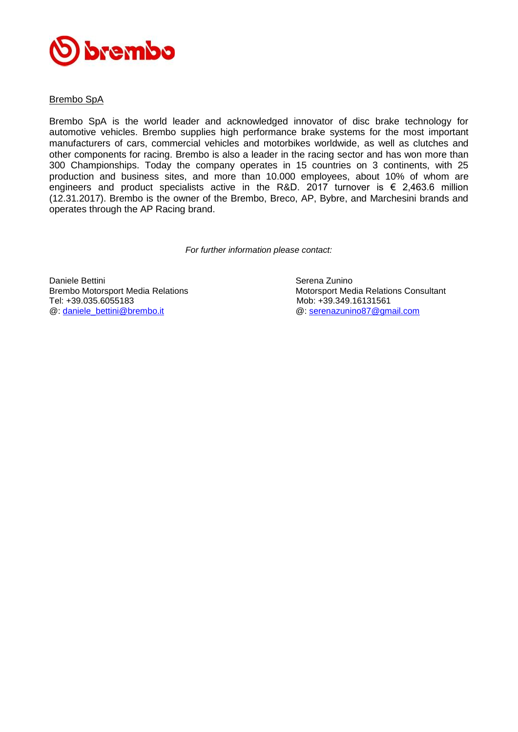Brembo SpA

Brembo SpA is the world leader and acknowledged innovator of disc brake technology for automotive vehicles. Brembo supplies high performance brake systems for the most important manufacturers of cars, commercial vehicles and motorbikes worldwide, as well as clutches and other components for racing. Brembo is also a leader in the racing sector and has won more than 300 Championships. Today the company operates in 15 countries on 3 continents, with 25 production and business sites, and more than 10.000 employees, about 10% of whom are engineers and product specialists active in the R&D. 2017 turnover is € 2,463.6 million (12.31.2017). Brembo is the owner of the Brembo, Breco, AP, Bybre, and Marchesini brands and operates through the AP Racing brand.

*For further information please contact:*

Daniele Bettini
Brembo Motorsport Media Relations
Tel: +39.035.6055183
@: daniele_bettini@brembo.it

Serena Zunino
Motorsport Media Relations Consultant
Mob: +39.349.16131561
@: serenazunino87@gmail.com